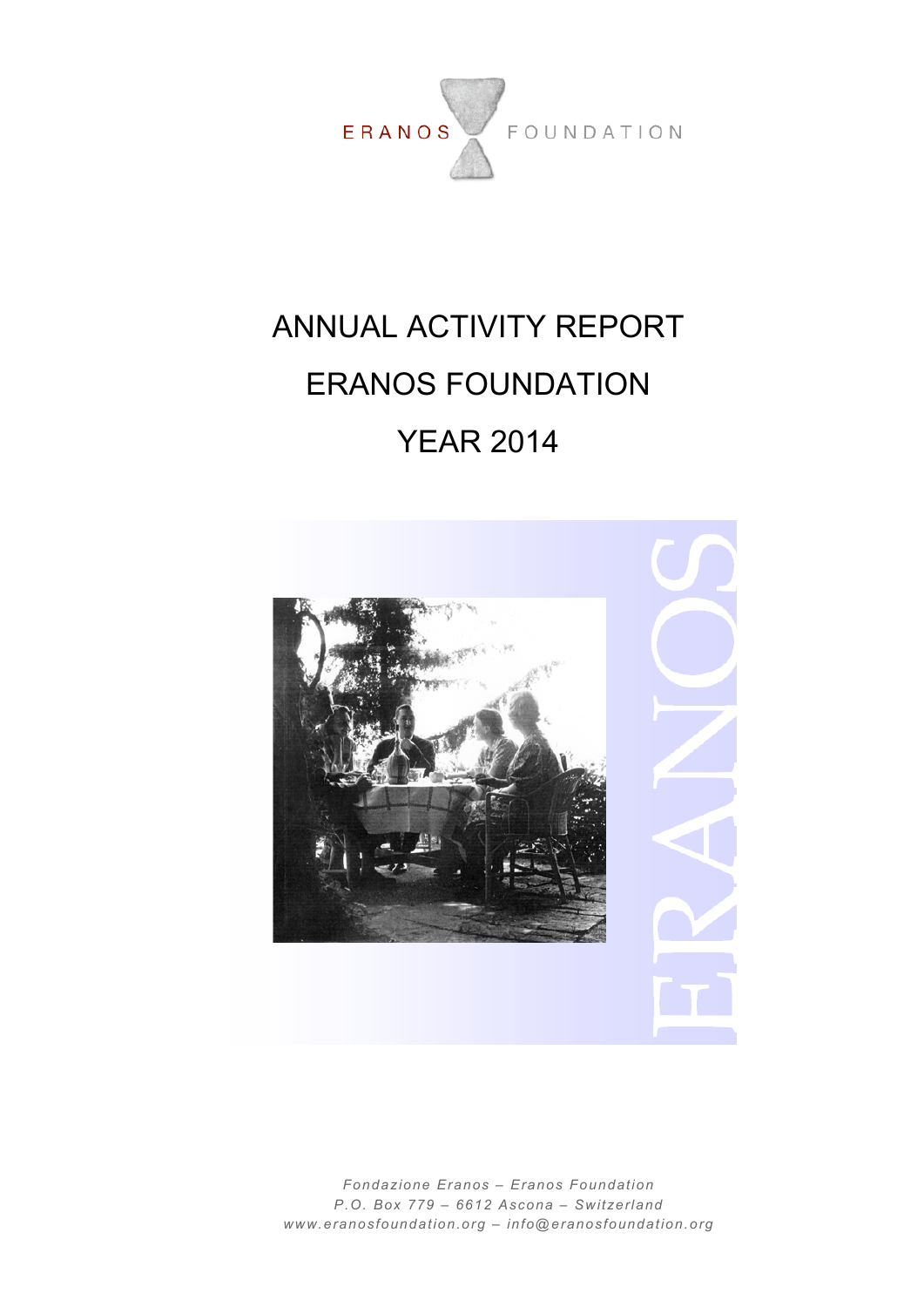ERANOS FOUNDATION

# ANNUAL ACTIVITY REPORT

# ERANOS FOUNDATION

# YEAR 2014

*Fondazione Eranos – Eranos Foundation*
*P.O. Box 779 – 6612 Ascona – Switzerland*
*www.eranosfoundation.org – info@eranosfoundation.org*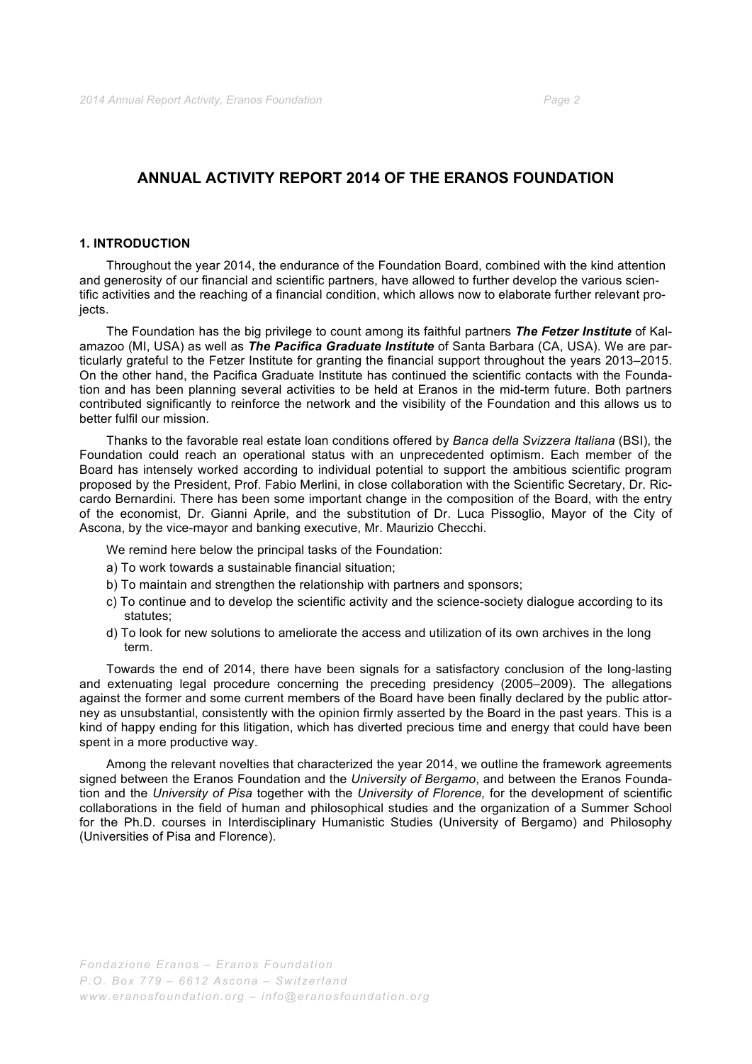# ANNUAL ACTIVITY REPORT 2014 OF THE ERANOS FOUNDATION

## 1. INTRODUCTION

Throughout the year 2014, the endurance of the Foundation Board, combined with the kind attention and generosity of our financial and scientific partners, have allowed to further develop the various scientific activities and the reaching of a financial condition, which allows now to elaborate further relevant projects.

The Foundation has the big privilege to count among its faithful partners ***The Fetzer Institute*** of Kalamazoo (MI, USA) as well as ***The Pacifica Graduate Institute*** of Santa Barbara (CA, USA). We are particularly grateful to the Fetzer Institute for granting the financial support throughout the years 2013–2015. On the other hand, the Pacifica Graduate Institute has continued the scientific contacts with the Foundation and has been planning several activities to be held at Eranos in the mid-term future. Both partners contributed significantly to reinforce the network and the visibility of the Foundation and this allows us to better fulfil our mission.

Thanks to the favorable real estate loan conditions offered by *Banca della Svizzera Italiana* (BSI), the Foundation could reach an operational status with an unprecedented optimism. Each member of the Board has intensely worked according to individual potential to support the ambitious scientific program proposed by the President, Prof. Fabio Merlini, in close collaboration with the Scientific Secretary, Dr. Riccardo Bernardini. There has been some important change in the composition of the Board, with the entry of the economist, Dr. Gianni Aprile, and the substitution of Dr. Luca Pissoglio, Mayor of the City of Ascona, by the vice-mayor and banking executive, Mr. Maurizio Checchi.

We remind here below the principal tasks of the Foundation:

a) To work towards a sustainable financial situation;
b) To maintain and strengthen the relationship with partners and sponsors;
c) To continue and to develop the scientific activity and the science-society dialogue according to its statutes;
d) To look for new solutions to ameliorate the access and utilization of its own archives in the long term.

Towards the end of 2014, there have been signals for a satisfactory conclusion of the long-lasting and extenuating legal procedure concerning the preceding presidency (2005–2009). The allegations against the former and some current members of the Board have been finally declared by the public attorney as unsubstantial, consistently with the opinion firmly asserted by the Board in the past years. This is a kind of happy ending for this litigation, which has diverted precious time and energy that could have been spent in a more productive way.

Among the relevant novelties that characterized the year 2014, we outline the framework agreements signed between the Eranos Foundation and the *University of Bergamo*, and between the Eranos Foundation and the *University of Pisa* together with the *University of Florence,* for the development of scientific collaborations in the field of human and philosophical studies and the organization of a Summer School for the Ph.D. courses in Interdisciplinary Humanistic Studies (University of Bergamo) and Philosophy (Universities of Pisa and Florence).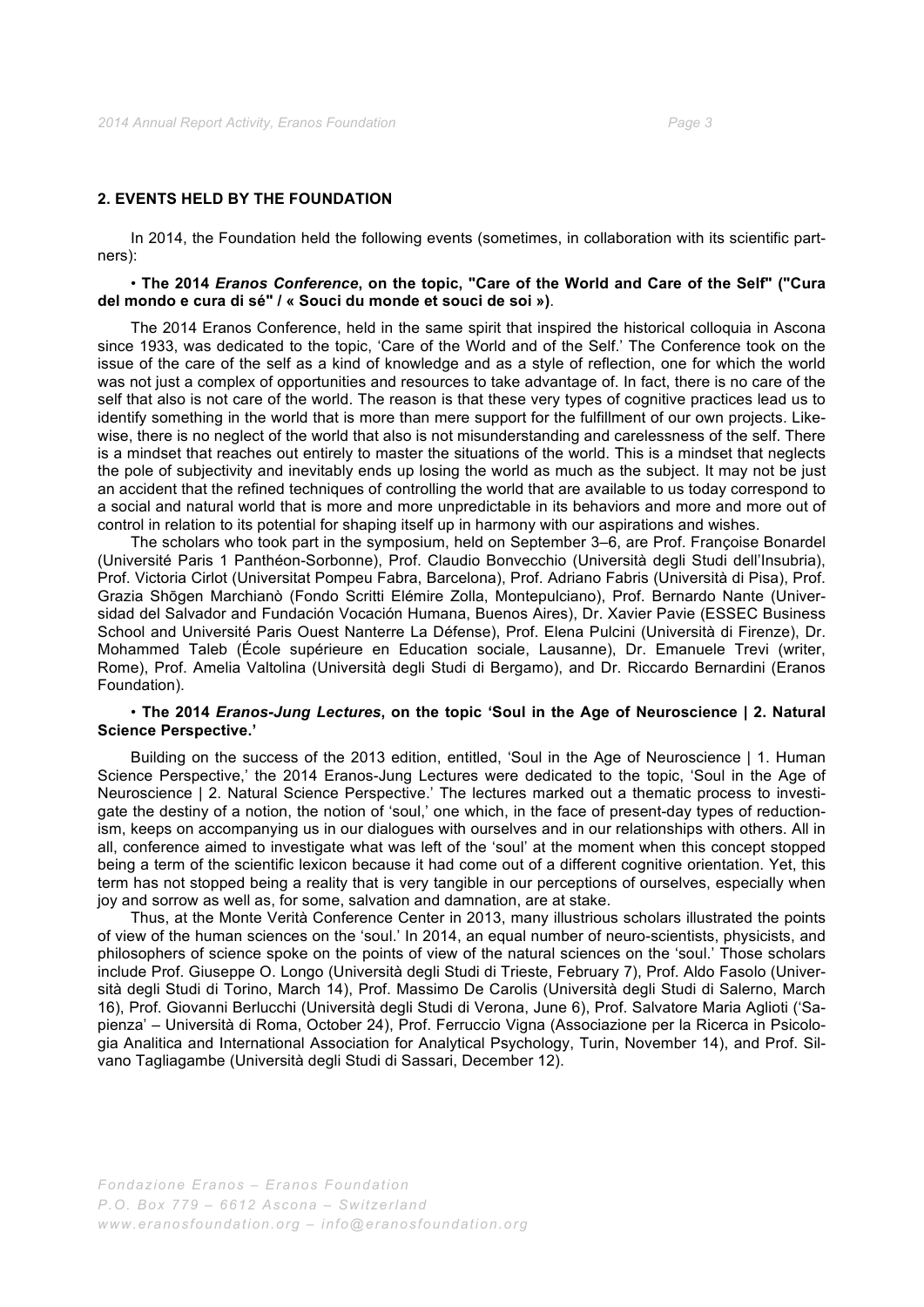## 2. EVENTS HELD BY THE FOUNDATION

In 2014, the Foundation held the following events (sometimes, in collaboration with its scientific partners):

• **The 2014 *Eranos Conference*, on the topic, "Care of the World and Care of the Self" ("Cura del mondo e cura di sé" / « Souci du monde et souci de soi »)**.

The 2014 Eranos Conference, held in the same spirit that inspired the historical colloquia in Ascona since 1933, was dedicated to the topic, 'Care of the World and of the Self.' The Conference took on the issue of the care of the self as a kind of knowledge and as a style of reflection, one for which the world was not just a complex of opportunities and resources to take advantage of. In fact, there is no care of the self that also is not care of the world. The reason is that these very types of cognitive practices lead us to identify something in the world that is more than mere support for the fulfillment of our own projects. Likewise, there is no neglect of the world that also is not misunderstanding and carelessness of the self. There is a mindset that reaches out entirely to master the situations of the world. This is a mindset that neglects the pole of subjectivity and inevitably ends up losing the world as much as the subject. It may not be just an accident that the refined techniques of controlling the world that are available to us today correspond to a social and natural world that is more and more unpredictable in its behaviors and more and more out of control in relation to its potential for shaping itself up in harmony with our aspirations and wishes.

The scholars who took part in the symposium, held on September 3–6, are Prof. Françoise Bonardel (Université Paris 1 Panthéon-Sorbonne), Prof. Claudio Bonvecchio (Università degli Studi dell'Insubria), Prof. Victoria Cirlot (Universitat Pompeu Fabra, Barcelona), Prof. Adriano Fabris (Università di Pisa), Prof. Grazia Shōgen Marchianò (Fondo Scritti Elémire Zolla, Montepulciano), Prof. Bernardo Nante (Universidad del Salvador and Fundación Vocación Humana, Buenos Aires), Dr. Xavier Pavie (ESSEC Business School and Université Paris Ouest Nanterre La Défense), Prof. Elena Pulcini (Università di Firenze), Dr. Mohammed Taleb (École supérieure en Education sociale, Lausanne), Dr. Emanuele Trevi (writer, Rome), Prof. Amelia Valtolina (Università degli Studi di Bergamo), and Dr. Riccardo Bernardini (Eranos Foundation).

• **The 2014 *Eranos-Jung Lectures*, on the topic 'Soul in the Age of Neuroscience | 2. Natural Science Perspective.'**

Building on the success of the 2013 edition, entitled, 'Soul in the Age of Neuroscience | 1. Human Science Perspective,' the 2014 Eranos-Jung Lectures were dedicated to the topic, 'Soul in the Age of Neuroscience | 2. Natural Science Perspective.' The lectures marked out a thematic process to investigate the destiny of a notion, the notion of 'soul,' one which, in the face of present-day types of reductionism, keeps on accompanying us in our dialogues with ourselves and in our relationships with others. All in all, conference aimed to investigate what was left of the 'soul' at the moment when this concept stopped being a term of the scientific lexicon because it had come out of a different cognitive orientation. Yet, this term has not stopped being a reality that is very tangible in our perceptions of ourselves, especially when joy and sorrow as well as, for some, salvation and damnation, are at stake.

Thus, at the Monte Verità Conference Center in 2013, many illustrious scholars illustrated the points of view of the human sciences on the 'soul.' In 2014, an equal number of neuro-scientists, physicists, and philosophers of science spoke on the points of view of the natural sciences on the 'soul.' Those scholars include Prof. Giuseppe O. Longo (Università degli Studi di Trieste, February 7), Prof. Aldo Fasolo (Università degli Studi di Torino, March 14), Prof. Massimo De Carolis (Università degli Studi di Salerno, March 16), Prof. Giovanni Berlucchi (Università degli Studi di Verona, June 6), Prof. Salvatore Maria Aglioti ('Sapienza' – Università di Roma, October 24), Prof. Ferruccio Vigna (Associazione per la Ricerca in Psicologia Analitica and International Association for Analytical Psychology, Turin, November 14), and Prof. Silvano Tagliagambe (Università degli Studi di Sassari, December 12).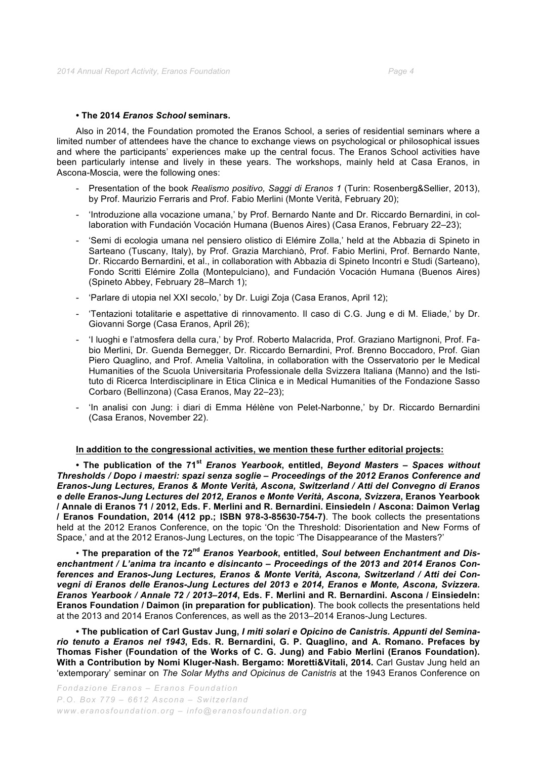**• The 2014 *Eranos School* seminars.**

Also in 2014, the Foundation promoted the Eranos School, a series of residential seminars where a limited number of attendees have the chance to exchange views on psychological or philosophical issues and where the participants' experiences make up the central focus. The Eranos School activities have been particularly intense and lively in these years. The workshops, mainly held at Casa Eranos, in Ascona-Moscia, were the following ones:

- Presentation of the book *Realismo positivo, Saggi di Eranos 1* (Turin: Rosenberg&Sellier, 2013), by Prof. Maurizio Ferraris and Prof. Fabio Merlini (Monte Verità, February 20);
- 'Introduzione alla vocazione umana,' by Prof. Bernardo Nante and Dr. Riccardo Bernardini, in collaboration with Fundación Vocación Humana (Buenos Aires) (Casa Eranos, February 22–23);
- 'Semi di ecologia umana nel pensiero olistico di Elémire Zolla,' held at the Abbazia di Spineto in Sarteano (Tuscany, Italy), by Prof. Grazia Marchianò, Prof. Fabio Merlini, Prof. Bernardo Nante, Dr. Riccardo Bernardini, et al., in collaboration with Abbazia di Spineto Incontri e Studi (Sarteano), Fondo Scritti Elémire Zolla (Montepulciano), and Fundación Vocación Humana (Buenos Aires) (Spineto Abbey, February 28–March 1);
- 'Parlare di utopia nel XXI secolo,' by Dr. Luigi Zoja (Casa Eranos, April 12);
- 'Tentazioni totalitarie e aspettative di rinnovamento. Il caso di C.G. Jung e di M. Eliade,' by Dr. Giovanni Sorge (Casa Eranos, April 26);
- 'I luoghi e l'atmosfera della cura,' by Prof. Roberto Malacrida, Prof. Graziano Martignoni, Prof. Fabio Merlini, Dr. Guenda Bernegger, Dr. Riccardo Bernardini, Prof. Brenno Boccadoro, Prof. Gian Piero Quaglino, and Prof. Amelia Valtolina, in collaboration with the Osservatorio per le Medical Humanities of the Scuola Universitaria Professionale della Svizzera Italiana (Manno) and the Istituto di Ricerca Interdisciplinare in Etica Clinica e in Medical Humanities of the Fondazione Sasso Corbaro (Bellinzona) (Casa Eranos, May 22–23);
- 'In analisi con Jung: i diari di Emma Hélène von Pelet-Narbonne,' by Dr. Riccardo Bernardini (Casa Eranos, November 22).

**<u>In addition to the congressional activities, we mention these further editorial projects:</u>**

**• The publication of the 71st *Eranos Yearbook*, entitled, *Beyond Masters – Spaces without Thresholds / Dopo i maestri: spazi senza soglie – Proceedings of the 2012 Eranos Conference and Eranos-Jung Lectures, Eranos & Monte Verità, Ascona, Switzerland / Atti del Convegno di Eranos e delle Eranos-Jung Lectures del 2012, Eranos e Monte Verità, Ascona, Svizzera*, Eranos Yearbook / Annale di Eranos 71 / 2012, Eds. F. Merlini and R. Bernardini. Einsiedeln / Ascona: Daimon Verlag / Eranos Foundation, 2014 (412 pp.; ISBN 978-3-85630-754-7)**. The book collects the presentations held at the 2012 Eranos Conference, on the topic 'On the Threshold: Disorientation and New Forms of Space,' and at the 2012 Eranos-Jung Lectures, on the topic 'The Disappearance of the Masters?'

**• The preparation of the 72nd *Eranos Yearbook*, entitled, *Soul between Enchantment and Disenchantment / L'anima tra incanto e disincanto – Proceedings of the 2013 and 2014 Eranos Conferences and Eranos-Jung Lectures, Eranos & Monte Verità, Ascona, Switzerland / Atti dei Convegni di Eranos delle Eranos-Jung Lectures del 2013 e 2014, Eranos e Monte, Ascona, Svizzera. Eranos Yearbook / Annale 72 / 2013–2014*, Eds. F. Merlini and R. Bernardini. Ascona / Einsiedeln: Eranos Foundation / Daimon (in preparation for publication)**. The book collects the presentations held at the 2013 and 2014 Eranos Conferences, as well as the 2013–2014 Eranos-Jung Lectures.

**• The publication of Carl Gustav Jung, *I miti solari e Opicino de Canistris. Appunti del Seminario tenuto a Eranos nel 1943*, Eds. R. Bernardini, G. P. Quaglino, and A. Romano. Prefaces by Thomas Fisher (Foundation of the Works of C. G. Jung) and Fabio Merlini (Eranos Foundation). With a Contribution by Nomi Kluger-Nash. Bergamo: Moretti&Vitali, 2014.** Carl Gustav Jung held an 'extemporary' seminar on *The Solar Myths and Opicinus de Canistris* at the 1943 Eranos Conference on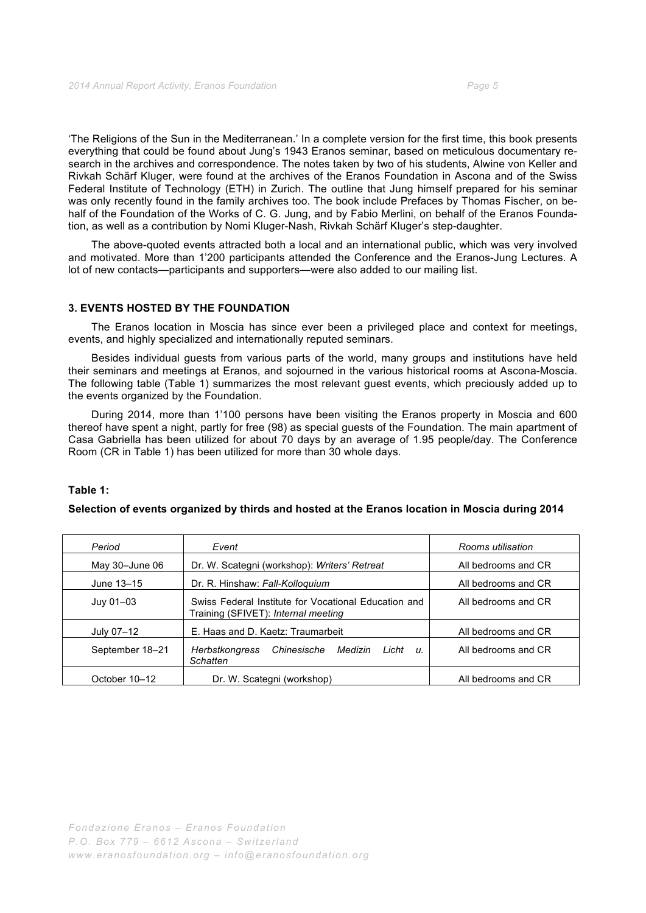'The Religions of the Sun in the Mediterranean.' In a complete version for the first time, this book presents everything that could be found about Jung's 1943 Eranos seminar, based on meticulous documentary research in the archives and correspondence. The notes taken by two of his students, Alwine von Keller and Rivkah Schärf Kluger, were found at the archives of the Eranos Foundation in Ascona and of the Swiss Federal Institute of Technology (ETH) in Zurich. The outline that Jung himself prepared for his seminar was only recently found in the family archives too. The book include Prefaces by Thomas Fischer, on behalf of the Foundation of the Works of C. G. Jung, and by Fabio Merlini, on behalf of the Eranos Foundation, as well as a contribution by Nomi Kluger-Nash, Rivkah Schärf Kluger's step-daughter.

The above-quoted events attracted both a local and an international public, which was very involved and motivated. More than 1'200 participants attended the Conference and the Eranos-Jung Lectures. A lot of new contacts—participants and supporters—were also added to our mailing list.

### 3. EVENTS HOSTED BY THE FOUNDATION

The Eranos location in Moscia has since ever been a privileged place and context for meetings, events, and highly specialized and internationally reputed seminars.

Besides individual guests from various parts of the world, many groups and institutions have held their seminars and meetings at Eranos, and sojourned in the various historical rooms at Ascona-Moscia. The following table (Table 1) summarizes the most relevant guest events, which preciously added up to the events organized by the Foundation.

During 2014, more than 1'100 persons have been visiting the Eranos property in Moscia and 600 thereof have spent a night, partly for free (98) as special guests of the Foundation. The main apartment of Casa Gabriella has been utilized for about 70 days by an average of 1.95 people/day. The Conference Room (CR in Table 1) has been utilized for more than 30 whole days.

**Table 1:**

**Selection of events organized by thirds and hosted at the Eranos location in Moscia during 2014**

| *Period* | *Event* | *Rooms utilisation* |
|---|---|---|
| May 30–June 06 | Dr. W. Scategni (workshop): *Writers' Retreat* | All bedrooms and CR |
| June 13–15 | Dr. R. Hinshaw: *Fall-Kolloquium* | All bedrooms and CR |
| Juy 01–03 | Swiss Federal Institute for Vocational Education and Training (SFIVET): *Internal meeting* | All bedrooms and CR |
| July 07–12 | E. Haas and D. Kaetz: Traumarbeit | All bedrooms and CR |
| September 18–21 | *Herbstkongress Chinesische Medizin Licht u. Schatten* | All bedrooms and CR |
| October 10–12 | Dr. W. Scategni (workshop) | All bedrooms and CR |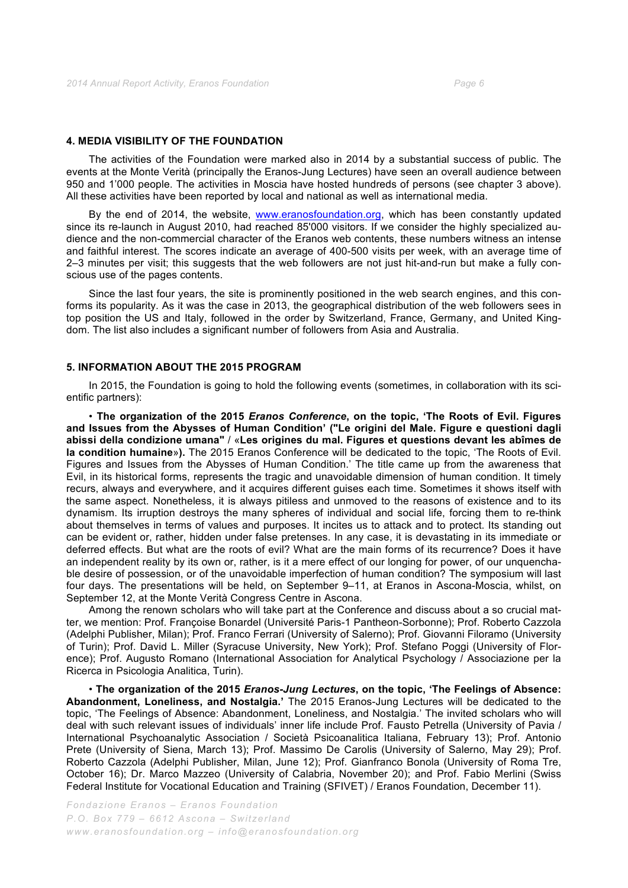## 4. MEDIA VISIBILITY OF THE FOUNDATION

The activities of the Foundation were marked also in 2014 by a substantial success of public. The events at the Monte Verità (principally the Eranos-Jung Lectures) have seen an overall audience between 950 and 1'000 people. The activities in Moscia have hosted hundreds of persons (see chapter 3 above). All these activities have been reported by local and national as well as international media.

By the end of 2014, the website, www.eranosfoundation.org, which has been constantly updated since its re-launch in August 2010, had reached 85'000 visitors. If we consider the highly specialized audience and the non-commercial character of the Eranos web contents, these numbers witness an intense and faithful interest. The scores indicate an average of 400-500 visits per week, with an average time of 2–3 minutes per visit; this suggests that the web followers are not just hit-and-run but make a fully conscious use of the pages contents.

Since the last four years, the site is prominently positioned in the web search engines, and this conforms its popularity. As it was the case in 2013, the geographical distribution of the web followers sees in top position the US and Italy, followed in the order by Switzerland, France, Germany, and United Kingdom. The list also includes a significant number of followers from Asia and Australia.

## 5. INFORMATION ABOUT THE 2015 PROGRAM

In 2015, the Foundation is going to hold the following events (sometimes, in collaboration with its scientific partners):

• **The organization of the 2015 *Eranos Conference*, on the topic, 'The Roots of Evil. Figures and Issues from the Abysses of Human Condition' ("Le origini del Male. Figure e questioni dagli abissi della condizione umana"** / «**Les origines du mal. Figures et questions devant les abîmes de la condition humaine**»**).** The 2015 Eranos Conference will be dedicated to the topic, 'The Roots of Evil. Figures and Issues from the Abysses of Human Condition.' The title came up from the awareness that Evil, in its historical forms, represents the tragic and unavoidable dimension of human condition. It timely recurs, always and everywhere, and it acquires different guises each time. Sometimes it shows itself with the same aspect. Nonetheless, it is always pitiless and unmoved to the reasons of existence and to its dynamism. Its irruption destroys the many spheres of individual and social life, forcing them to re-think about themselves in terms of values and purposes. It incites us to attack and to protect. Its standing out can be evident or, rather, hidden under false pretenses. In any case, it is devastating in its immediate or deferred effects. But what are the roots of evil? What are the main forms of its recurrence? Does it have an independent reality by its own or, rather, is it a mere effect of our longing for power, of our unquenchable desire of possession, or of the unavoidable imperfection of human condition? The symposium will last four days. The presentations will be held, on September 9–11, at Eranos in Ascona-Moscia, whilst, on September 12, at the Monte Verità Congress Centre in Ascona.

Among the renown scholars who will take part at the Conference and discuss about a so crucial matter, we mention: Prof. Françoise Bonardel (Université Paris-1 Pantheon-Sorbonne); Prof. Roberto Cazzola (Adelphi Publisher, Milan); Prof. Franco Ferrari (University of Salerno); Prof. Giovanni Filoramo (University of Turin); Prof. David L. Miller (Syracuse University, New York); Prof. Stefano Poggi (University of Florence); Prof. Augusto Romano (International Association for Analytical Psychology / Associazione per la Ricerca in Psicologia Analitica, Turin).

• **The organization of the 2015 *Eranos-Jung Lectures*, on the topic, 'The Feelings of Absence: Abandonment, Loneliness, and Nostalgia.'** The 2015 Eranos-Jung Lectures will be dedicated to the topic, 'The Feelings of Absence: Abandonment, Loneliness, and Nostalgia.' The invited scholars who will deal with such relevant issues of individuals' inner life include Prof. Fausto Petrella (University of Pavia / International Psychoanalytic Association / Società Psicoanalitica Italiana, February 13); Prof. Antonio Prete (University of Siena, March 13); Prof. Massimo De Carolis (University of Salerno, May 29); Prof. Roberto Cazzola (Adelphi Publisher, Milan, June 12); Prof. Gianfranco Bonola (University of Roma Tre, October 16); Dr. Marco Mazzeo (University of Calabria, November 20); and Prof. Fabio Merlini (Swiss Federal Institute for Vocational Education and Training (SFIVET) / Eranos Foundation, December 11).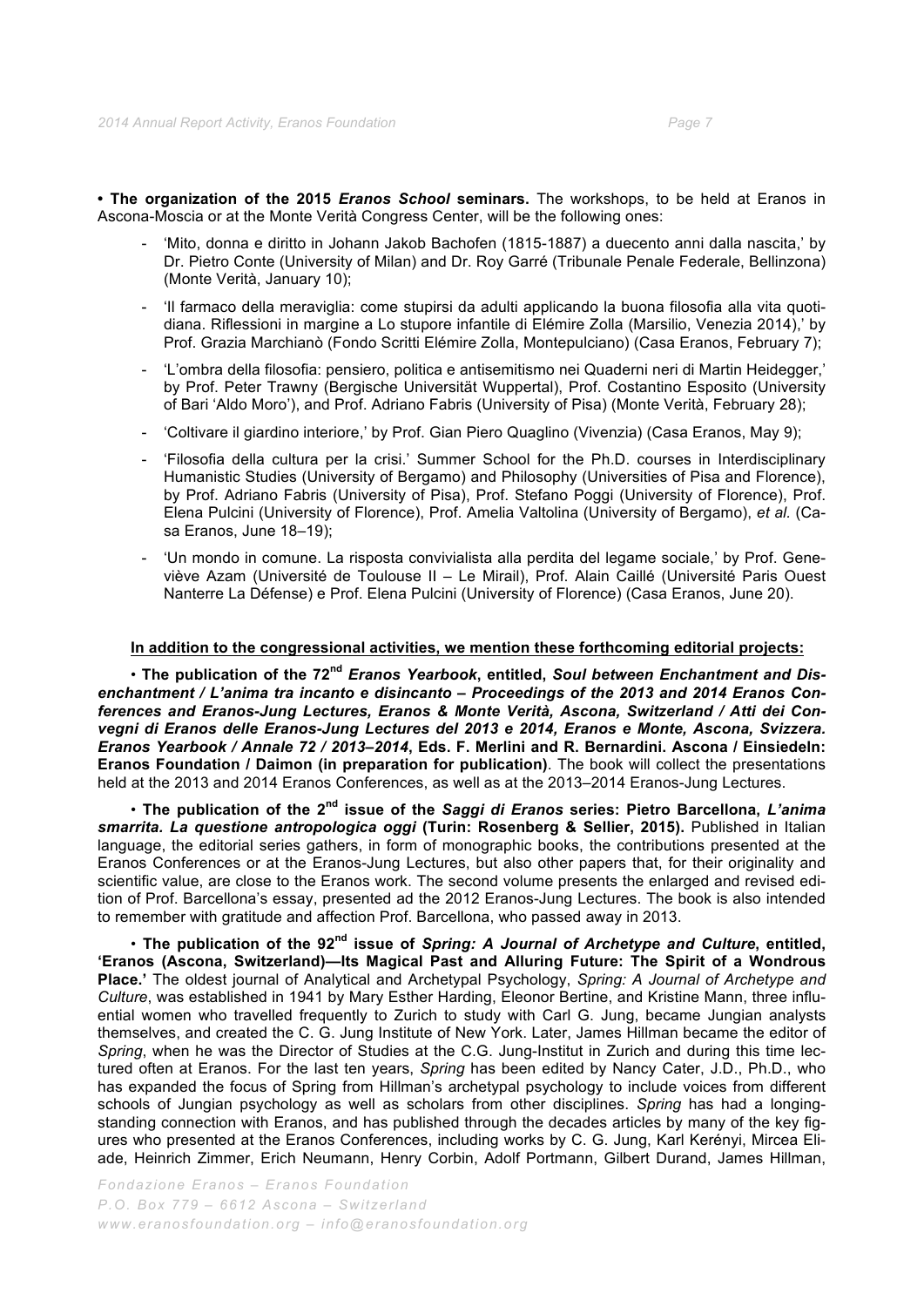**• The organization of the 2015 *Eranos School* seminars.** The workshops, to be held at Eranos in Ascona-Moscia or at the Monte Verità Congress Center, will be the following ones:

- 'Mito, donna e diritto in Johann Jakob Bachofen (1815-1887) a duecento anni dalla nascita,' by Dr. Pietro Conte (University of Milan) and Dr. Roy Garré (Tribunale Penale Federale, Bellinzona) (Monte Verità, January 10);
- 'Il farmaco della meraviglia: come stupirsi da adulti applicando la buona filosofia alla vita quotidiana. Riflessioni in margine a Lo stupore infantile di Elémire Zolla (Marsilio, Venezia 2014),' by Prof. Grazia Marchianò (Fondo Scritti Elémire Zolla, Montepulciano) (Casa Eranos, February 7);
- 'L'ombra della filosofia: pensiero, politica e antisemitismo nei Quaderni neri di Martin Heidegger,' by Prof. Peter Trawny (Bergische Universität Wuppertal), Prof. Costantino Esposito (University of Bari 'Aldo Moro'), and Prof. Adriano Fabris (University of Pisa) (Monte Verità, February 28);
- 'Coltivare il giardino interiore,' by Prof. Gian Piero Quaglino (Vivenzia) (Casa Eranos, May 9);
- 'Filosofia della cultura per la crisi.' Summer School for the Ph.D. courses in Interdisciplinary Humanistic Studies (University of Bergamo) and Philosophy (Universities of Pisa and Florence), by Prof. Adriano Fabris (University of Pisa), Prof. Stefano Poggi (University of Florence), Prof. Elena Pulcini (University of Florence), Prof. Amelia Valtolina (University of Bergamo), *et al.* (Casa Eranos, June 18–19);
- 'Un mondo in comune. La risposta convivialista alla perdita del legame sociale,' by Prof. Geneviève Azam (Université de Toulouse II – Le Mirail), Prof. Alain Caillé (Université Paris Ouest Nanterre La Défense) e Prof. Elena Pulcini (University of Florence) (Casa Eranos, June 20).

**<u>In addition to the congressional activities, we mention these forthcoming editorial projects:</u>**

• **The publication of the 72nd *Eranos Yearbook*, entitled, *Soul between Enchantment and Disenchantment / L'anima tra incanto e disincanto – Proceedings of the 2013 and 2014 Eranos Conferences and Eranos-Jung Lectures, Eranos & Monte Verità, Ascona, Switzerland / Atti dei Convegni di Eranos delle Eranos-Jung Lectures del 2013 e 2014, Eranos e Monte, Ascona, Svizzera. Eranos Yearbook / Annale 72 / 2013–2014*, Eds. F. Merlini and R. Bernardini. Ascona / Einsiedeln: Eranos Foundation / Daimon (in preparation for publication)**. The book will collect the presentations held at the 2013 and 2014 Eranos Conferences, as well as at the 2013–2014 Eranos-Jung Lectures.

• **The publication of the 2nd issue of the *Saggi di Eranos* series: Pietro Barcellona, *L'anima smarrita. La questione antropologica oggi* (Turin: Rosenberg & Sellier, 2015).** Published in Italian language, the editorial series gathers, in form of monographic books, the contributions presented at the Eranos Conferences or at the Eranos-Jung Lectures, but also other papers that, for their originality and scientific value, are close to the Eranos work. The second volume presents the enlarged and revised edition of Prof. Barcellona's essay, presented ad the 2012 Eranos-Jung Lectures. The book is also intended to remember with gratitude and affection Prof. Barcellona, who passed away in 2013.

• **The publication of the 92nd issue of *Spring: A Journal of Archetype and Culture*, entitled, 'Eranos (Ascona, Switzerland)—Its Magical Past and Alluring Future: The Spirit of a Wondrous Place.'** The oldest journal of Analytical and Archetypal Psychology, *Spring: A Journal of Archetype and Culture*, was established in 1941 by Mary Esther Harding, Eleonor Bertine, and Kristine Mann, three influential women who travelled frequently to Zurich to study with Carl G. Jung, became Jungian analysts themselves, and created the C. G. Jung Institute of New York. Later, James Hillman became the editor of *Spring*, when he was the Director of Studies at the C.G. Jung-Institut in Zurich and during this time lectured often at Eranos. For the last ten years, *Spring* has been edited by Nancy Cater, J.D., Ph.D., who has expanded the focus of Spring from Hillman's archetypal psychology to include voices from different schools of Jungian psychology as well as scholars from other disciplines. *Spring* has had a longingstanding connection with Eranos, and has published through the decades articles by many of the key figures who presented at the Eranos Conferences, including works by C. G. Jung, Karl Kerényi, Mircea Eliade, Heinrich Zimmer, Erich Neumann, Henry Corbin, Adolf Portmann, Gilbert Durand, James Hillman,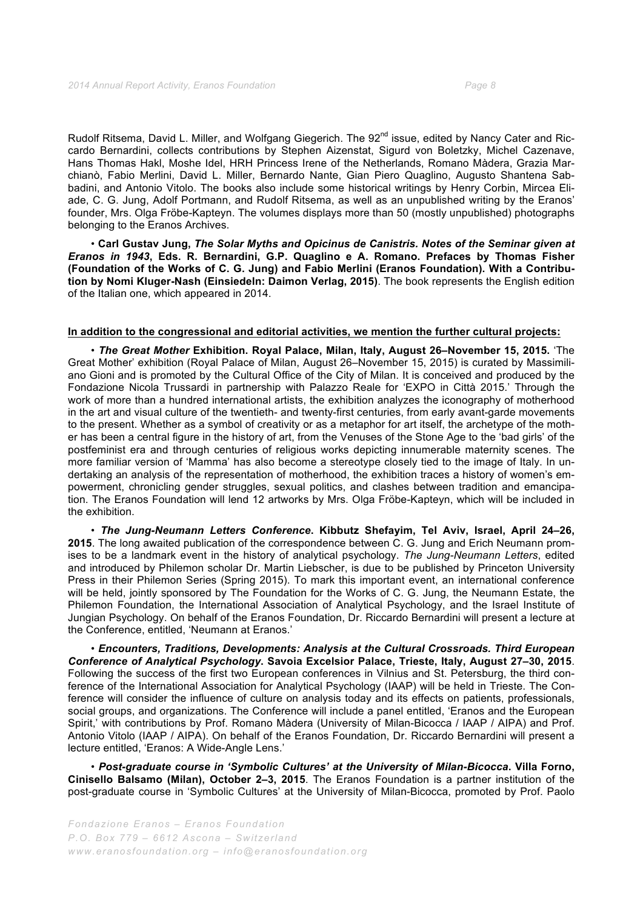Rudolf Ritsema, David L. Miller, and Wolfgang Giegerich. The 92nd issue, edited by Nancy Cater and Riccardo Bernardini, collects contributions by Stephen Aizenstat, Sigurd von Boletzky, Michel Cazenave, Hans Thomas Hakl, Moshe Idel, HRH Princess Irene of the Netherlands, Romano Màdera, Grazia Marchianò, Fabio Merlini, David L. Miller, Bernardo Nante, Gian Piero Quaglino, Augusto Shantena Sabbadini, and Antonio Vitolo. The books also include some historical writings by Henry Corbin, Mircea Eliade, C. G. Jung, Adolf Portmann, and Rudolf Ritsema, as well as an unpublished writing by the Eranos' founder, Mrs. Olga Fröbe-Kapteyn. The volumes displays more than 50 (mostly unpublished) photographs belonging to the Eranos Archives.

• **Carl Gustav Jung, *The Solar Myths and Opicinus de Canistris. Notes of the Seminar given at Eranos in 1943*, Eds. R. Bernardini, G.P. Quaglino e A. Romano. Prefaces by Thomas Fisher (Foundation of the Works of C. G. Jung) and Fabio Merlini (Eranos Foundation). With a Contribution by Nomi Kluger-Nash (Einsiedeln: Daimon Verlag, 2015)**. The book represents the English edition of the Italian one, which appeared in 2014.

**In addition to the congressional and editorial activities, we mention the further cultural projects:**

• ***The Great Mother* Exhibition. Royal Palace, Milan, Italy, August 26–November 15, 2015.** 'The Great Mother' exhibition (Royal Palace of Milan, August 26–November 15, 2015) is curated by Massimiliano Gioni and is promoted by the Cultural Office of the City of Milan. It is conceived and produced by the Fondazione Nicola Trussardi in partnership with Palazzo Reale for 'EXPO in Città 2015.' Through the work of more than a hundred international artists, the exhibition analyzes the iconography of motherhood in the art and visual culture of the twentieth- and twenty-first centuries, from early avant-garde movements to the present. Whether as a symbol of creativity or as a metaphor for art itself, the archetype of the mother has been a central figure in the history of art, from the Venuses of the Stone Age to the 'bad girls' of the postfeminist era and through centuries of religious works depicting innumerable maternity scenes. The more familiar version of 'Mamma' has also become a stereotype closely tied to the image of Italy. In undertaking an analysis of the representation of motherhood, the exhibition traces a history of women's empowerment, chronicling gender struggles, sexual politics, and clashes between tradition and emancipation. The Eranos Foundation will lend 12 artworks by Mrs. Olga Fröbe-Kapteyn, which will be included in the exhibition.

• ***The Jung-Neumann Letters Conference*. Kibbutz Shefayim, Tel Aviv, Israel, April 24–26, 2015**. The long awaited publication of the correspondence between C. G. Jung and Erich Neumann promises to be a landmark event in the history of analytical psychology. *The Jung-Neumann Letters*, edited and introduced by Philemon scholar Dr. Martin Liebscher, is due to be published by Princeton University Press in their Philemon Series (Spring 2015). To mark this important event, an international conference will be held, jointly sponsored by The Foundation for the Works of C. G. Jung, the Neumann Estate, the Philemon Foundation, the International Association of Analytical Psychology, and the Israel Institute of Jungian Psychology. On behalf of the Eranos Foundation, Dr. Riccardo Bernardini will present a lecture at the Conference, entitled, 'Neumann at Eranos.'

• ***Encounters, Traditions, Developments: Analysis at the Cultural Crossroads. Third European Conference of Analytical Psychology*. Savoia Excelsior Palace, Trieste, Italy, August 27–30, 2015**. Following the success of the first two European conferences in Vilnius and St. Petersburg, the third conference of the International Association for Analytical Psychology (IAAP) will be held in Trieste. The Conference will consider the influence of culture on analysis today and its effects on patients, professionals, social groups, and organizations. The Conference will include a panel entitled, 'Eranos and the European Spirit,' with contributions by Prof. Romano Màdera (University of Milan-Bicocca / IAAP / AIPA) and Prof. Antonio Vitolo (IAAP / AIPA). On behalf of the Eranos Foundation, Dr. Riccardo Bernardini will present a lecture entitled, 'Eranos: A Wide-Angle Lens.'

• ***Post-graduate course in 'Symbolic Cultures' at the University of Milan-Bicocca*. Villa Forno, Cinisello Balsamo (Milan), October 2–3, 2015**. The Eranos Foundation is a partner institution of the post-graduate course in 'Symbolic Cultures' at the University of Milan-Bicocca, promoted by Prof. Paolo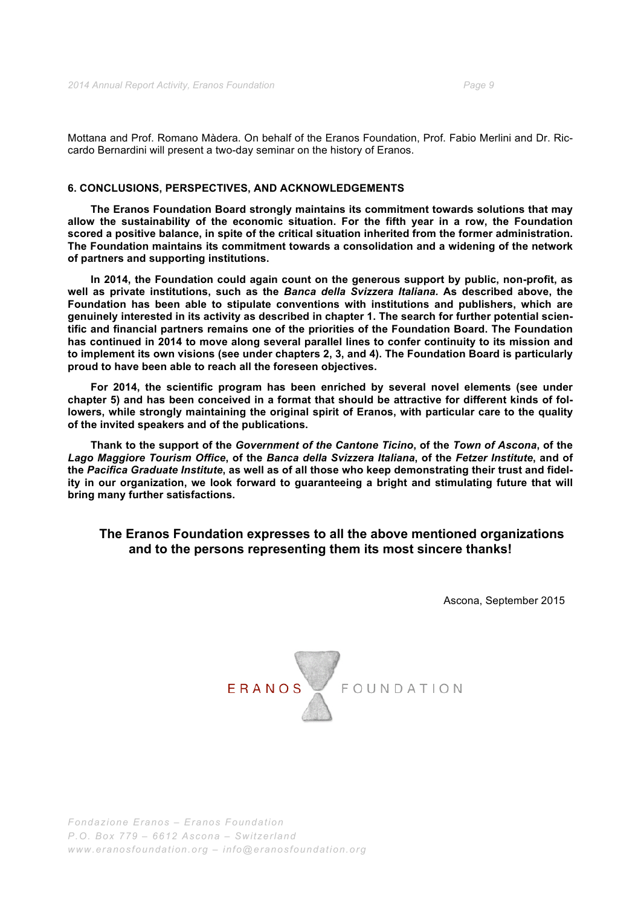Mottana and Prof. Romano Màdera. On behalf of the Eranos Foundation, Prof. Fabio Merlini and Dr. Riccardo Bernardini will present a two-day seminar on the history of Eranos.

## 6. CONCLUSIONS, PERSPECTIVES, AND ACKNOWLEDGEMENTS

**The Eranos Foundation Board strongly maintains its commitment towards solutions that may allow the sustainability of the economic situation. For the fifth year in a row, the Foundation scored a positive balance, in spite of the critical situation inherited from the former administration. The Foundation maintains its commitment towards a consolidation and a widening of the network of partners and supporting institutions.**

**In 2014, the Foundation could again count on the generous support by public, non-profit, as well as private institutions, such as the *Banca della Svizzera Italiana.* As described above, the Foundation has been able to stipulate conventions with institutions and publishers, which are genuinely interested in its activity as described in chapter 1. The search for further potential scientific and financial partners remains one of the priorities of the Foundation Board. The Foundation has continued in 2014 to move along several parallel lines to confer continuity to its mission and to implement its own visions (see under chapters 2, 3, and 4). The Foundation Board is particularly proud to have been able to reach all the foreseen objectives.**

**For 2014, the scientific program has been enriched by several novel elements (see under chapter 5) and has been conceived in a format that should be attractive for different kinds of followers, while strongly maintaining the original spirit of Eranos, with particular care to the quality of the invited speakers and of the publications.**

**Thank to the support of the *Government of the Cantone Ticino*, of the *Town of Ascona*, of the *Lago Maggiore Tourism Office*, of the *Banca della Svizzera Italiana*, of the *Fetzer Institute*, and of the *Pacifica Graduate Institute*, as well as of all those who keep demonstrating their trust and fidelity in our organization, we look forward to guaranteeing a bright and stimulating future that will bring many further satisfactions.**

**The Eranos Foundation expresses to all the above mentioned organizations and to the persons representing them its most sincere thanks!**

Ascona, September 2015

ERANOS FOUNDATION

*Fondazione Eranos – Eranos Foundation*
*P.O. Box 779 – 6612 Ascona – Switzerland*
*www.eranosfoundation.org – info@eranosfoundation.org*